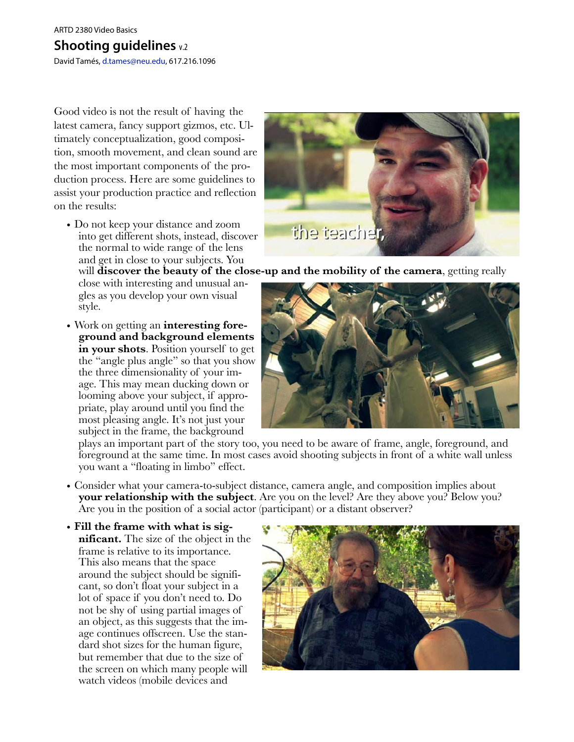ARTD 2380 Video Basics

# Shooting guidelines v.2

David Tamés, d.tames@neu.edu, 617.216.1096

Good video is not the result of having the latest camera, fancy support gizmos, etc. Ultimately conceptualization, good composition, smooth movement, and clean sound are the most important components of the production process. Here are some guidelines to assist your production practice and reflection on the results:

- Do not keep your distance and zoom into get different shots, instead, discover the normal to wide range of the lens and get in close to your subjects. You will **discover the beauty of the close-up and the mobility of the camera**, getting really close with interesting and unusual angles as you develop your own visual style.

- Work on getting an **interesting foreground and background elements in your shots**. Position yourself to get the "angle plus angle" so that you show the three dimensionality of your image. This may mean ducking down or looming above your subject, if appropriate, play around until you find the most pleasing angle. It's not just your subject in the frame, the background plays an important part of the story too, you need to be aware of frame, angle, foreground, and foreground at the same time. In most cases avoid shooting subjects in front of a white wall unless you want a "floating in limbo" effect.

- Consider what your camera-to-subject distance, camera angle, and composition implies about **your relationship with the subject**. Are you on the level? Are they above you? Below you? Are you in the position of a social actor (participant) or a distant observer?

- **Fill the frame with what is significant.** The size of the object in the frame is relative to its importance. This also means that the space around the subject should be significant, so don't float your subject in a lot of space if you don't need to. Do not be shy of using partial images of an object, as this suggests that the image continues offscreen. Use the standard shot sizes for the human figure, but remember that due to the size of the screen on which many people will watch videos (mobile devices and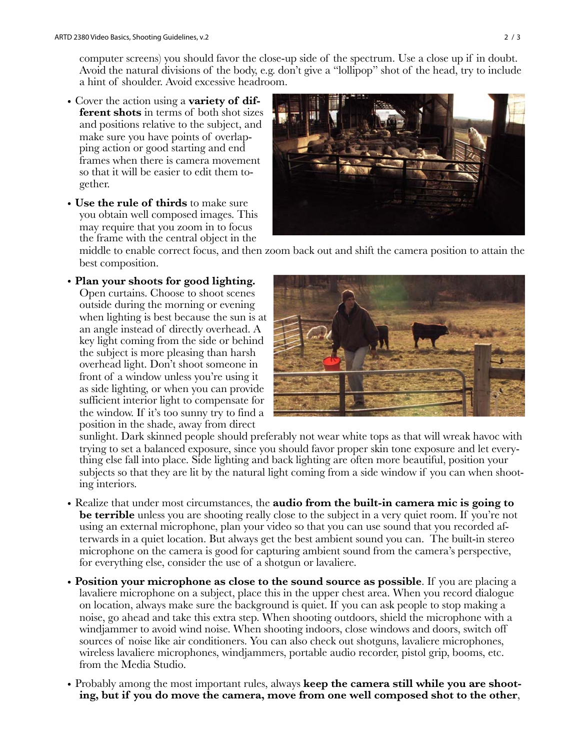computer screens) you should favor the close-up side of the spectrum. Use a close up if in doubt. Avoid the natural divisions of the body, e.g. don't give a "lollipop" shot of the head, try to include a hint of shoulder. Avoid excessive headroom.

- Cover the action using a **variety of different shots** in terms of both shot sizes and positions relative to the subject, and make sure you have points of overlapping action or good starting and end frames when there is camera movement so that it will be easier to edit them together.
- **Use the rule of thirds** to make sure you obtain well composed images. This may require that you zoom in to focus the frame with the central object in the middle to enable correct focus, and then zoom back out and shift the camera position to attain the best composition.
- **Plan your shoots for good lighting.** Open curtains. Choose to shoot scenes outside during the morning or evening when lighting is best because the sun is at an angle instead of directly overhead. A key light coming from the side or behind the subject is more pleasing than harsh overhead light. Don't shoot someone in front of a window unless you're using it as side lighting, or when you can provide sufficient interior light to compensate for the window. If it's too sunny try to find a position in the shade, away from direct sunlight. Dark skinned people should preferably not wear white tops as that will wreak havoc with trying to set a balanced exposure, since you should favor proper skin tone exposure and let everything else fall into place. Side lighting and back lighting are often more beautiful, position your subjects so that they are lit by the natural light coming from a side window if you can when shooting interiors.
- Realize that under most circumstances, the **audio from the built-in camera mic is going to be terrible** unless you are shooting really close to the subject in a very quiet room. If you're not using an external microphone, plan your video so that you can use sound that you recorded afterwards in a quiet location. But always get the best ambient sound you can. The built-in stereo microphone on the camera is good for capturing ambient sound from the camera's perspective, for everything else, consider the use of a shotgun or lavaliere.
- **Position your microphone as close to the sound source as possible**. If you are placing a lavaliere microphone on a subject, place this in the upper chest area. When you record dialogue on location, always make sure the background is quiet. If you can ask people to stop making a noise, go ahead and take this extra step. When shooting outdoors, shield the microphone with a windjammer to avoid wind noise. When shooting indoors, close windows and doors, switch off sources of noise like air conditioners. You can also check out shotguns, lavaliere microphones, wireless lavaliere microphones, windjammers, portable audio recorder, pistol grip, booms, etc. from the Media Studio.
- Probably among the most important rules, always **keep the camera still while you are shooting, but if you do move the camera, move from one well composed shot to the other**,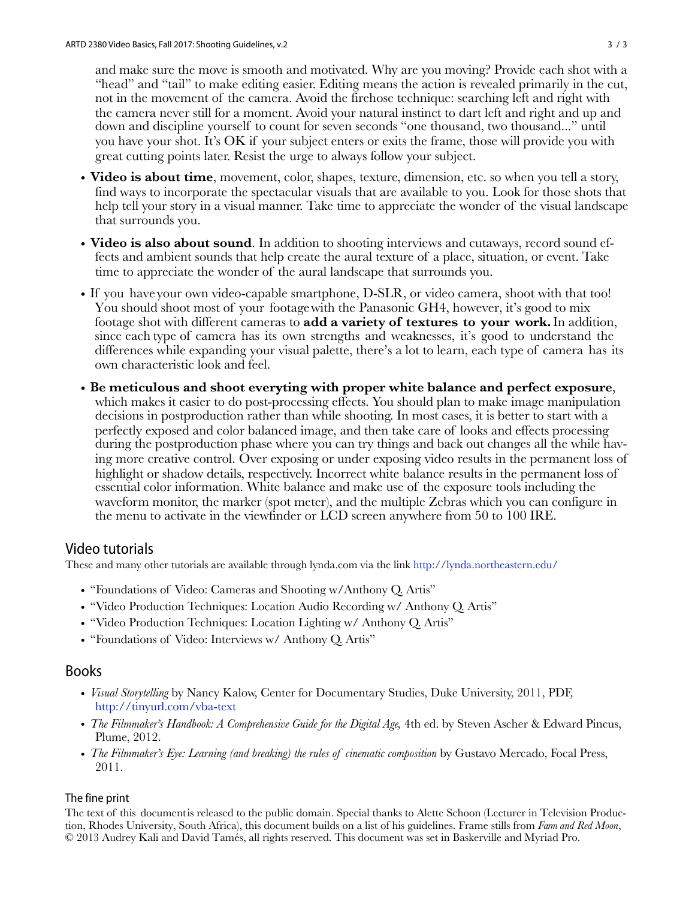and make sure the move is smooth and motivated. Why are you moving? Provide each shot with a "head" and "tail" to make editing easier. Editing means the action is revealed primarily in the cut, not in the movement of the camera. Avoid the firehose technique: searching left and right with the camera never still for a moment. Avoid your natural instinct to dart left and right and up and down and discipline yourself to count for seven seconds "one thousand, two thousand..." until you have your shot. It's OK if your subject enters or exits the frame, those will provide you with great cutting points later. Resist the urge to always follow your subject.

- **Video is about time**, movement, color, shapes, texture, dimension, etc. so when you tell a story, find ways to incorporate the spectacular visuals that are available to you. Look for those shots that help tell your story in a visual manner. Take time to appreciate the wonder of the visual landscape that surrounds you.
- **Video is also about sound**. In addition to shooting interviews and cutaways, record sound effects and ambient sounds that help create the aural texture of a place, situation, or event. Take time to appreciate the wonder of the aural landscape that surrounds you.
- If you have your own video-capable smartphone, D-SLR, or video camera, shoot with that too! You should shoot most of your footage with the Panasonic GH4, however, it's good to mix footage shot with different cameras to **add a variety of textures to your work.** In addition, since each type of camera has its own strengths and weaknesses, it's good to understand the differences while expanding your visual palette, there's a lot to learn, each type of camera has its own characteristic look and feel.
- **Be meticulous and shoot everyting with proper white balance and perfect exposure**, which makes it easier to do post-processing effects. You should plan to make image manipulation decisions in postproduction rather than while shooting. In most cases, it is better to start with a perfectly exposed and color balanced image, and then take care of looks and effects processing during the postproduction phase where you can try things and back out changes all the while having more creative control. Over exposing or under exposing video results in the permanent loss of highlight or shadow details, respectively. Incorrect white balance results in the permanent loss of essential color information. White balance and make use of the exposure tools including the waveform monitor, the marker (spot meter), and the multiple Zebras which you can configure in the menu to activate in the viewfinder or LCD screen anywhere from 50 to 100 IRE.

## Video tutorials

These and many other tutorials are available through lynda.com via the link http://lynda.northeastern.edu/

- "Foundations of Video: Cameras and Shooting w/Anthony Q. Artis"
- "Video Production Techniques: Location Audio Recording w/ Anthony Q. Artis"
- "Video Production Techniques: Location Lighting w/ Anthony Q. Artis"
- "Foundations of Video: Interviews w/ Anthony Q. Artis"

## Books

- *Visual Storytelling* by Nancy Kalow, Center for Documentary Studies, Duke University, 2011, PDF, http://tinyurl.com/vba-text
- *The Filmmaker's Handbook: A Comprehensive Guide for the Digital Age,* 4th ed. by Steven Ascher & Edward Pincus, Plume, 2012.
- *The Filmmaker's Eye: Learning (and breaking) the rules of cinematic composition* by Gustavo Mercado, Focal Press, 2011.

### The fine print

The text of this document is released to the public domain. Special thanks to Alette Schoon (Lecturer in Television Production, Rhodes University, South Africa), this document builds on a list of his guidelines. Frame stills from *Farm and Red Moon*, © 2013 Audrey Kali and David Tamés, all rights reserved. This document was set in Baskerville and Myriad Pro.